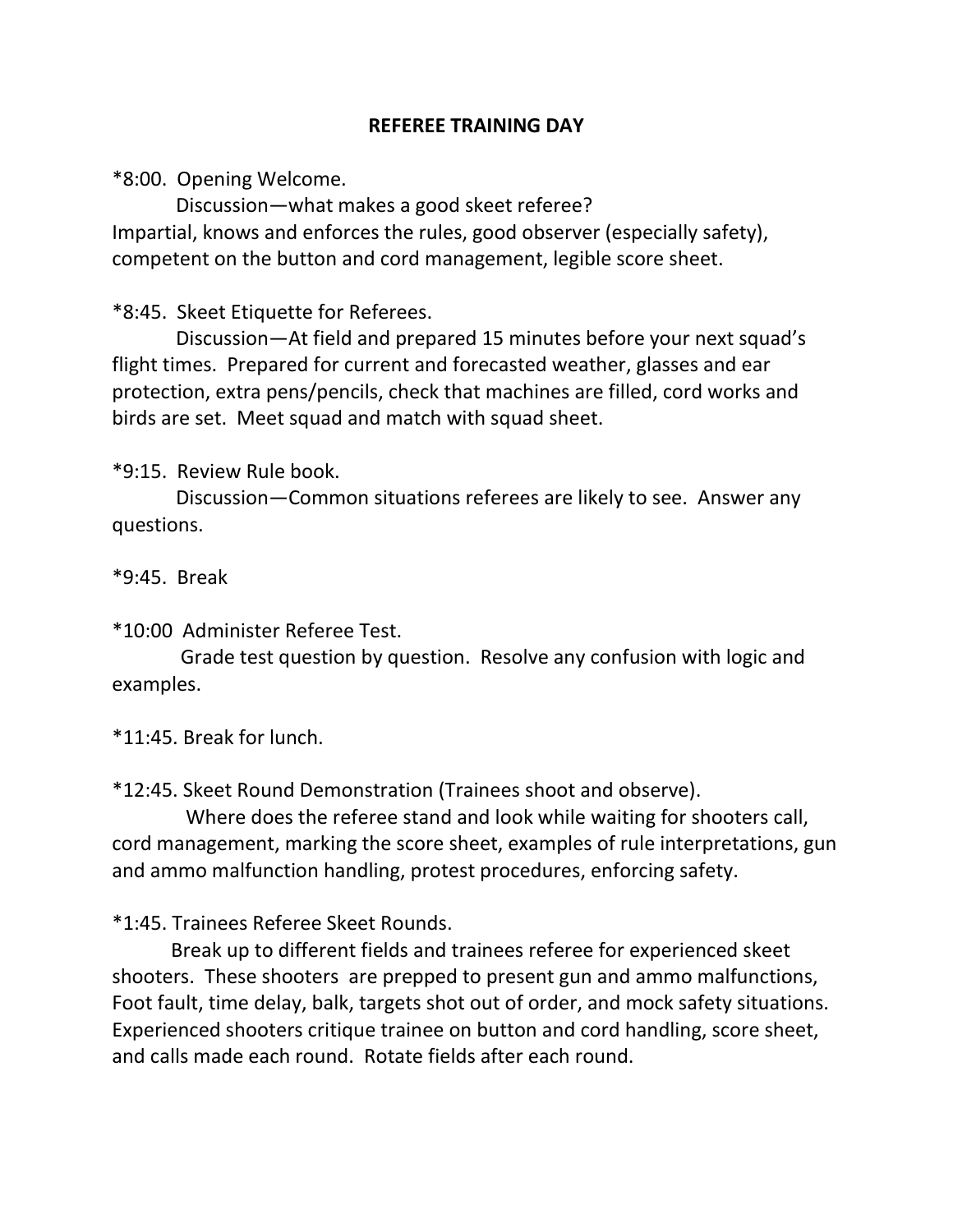# REFEREE TRAINING DAY

*8:00. Opening Welcome.

Discussion—what makes a good skeet referee?
Impartial, knows and enforces the rules, good observer (especially safety), competent on the button and cord management, legible score sheet.

*8:45. Skeet Etiquette for Referees.

Discussion—At field and prepared 15 minutes before your next squad's flight times. Prepared for current and forecasted weather, glasses and ear protection, extra pens/pencils, check that machines are filled, cord works and birds are set. Meet squad and match with squad sheet.

*9:15. Review Rule book.

Discussion—Common situations referees are likely to see. Answer any questions.

*9:45. Break

*10:00 Administer Referee Test.

Grade test question by question. Resolve any confusion with logic and examples.

*11:45. Break for lunch.

*12:45. Skeet Round Demonstration (Trainees shoot and observe).

Where does the referee stand and look while waiting for shooters call, cord management, marking the score sheet, examples of rule interpretations, gun and ammo malfunction handling, protest procedures, enforcing safety.

*1:45. Trainees Referee Skeet Rounds.

Break up to different fields and trainees referee for experienced skeet shooters. These shooters are prepped to present gun and ammo malfunctions, Foot fault, time delay, balk, targets shot out of order, and mock safety situations. Experienced shooters critique trainee on button and cord handling, score sheet, and calls made each round. Rotate fields after each round.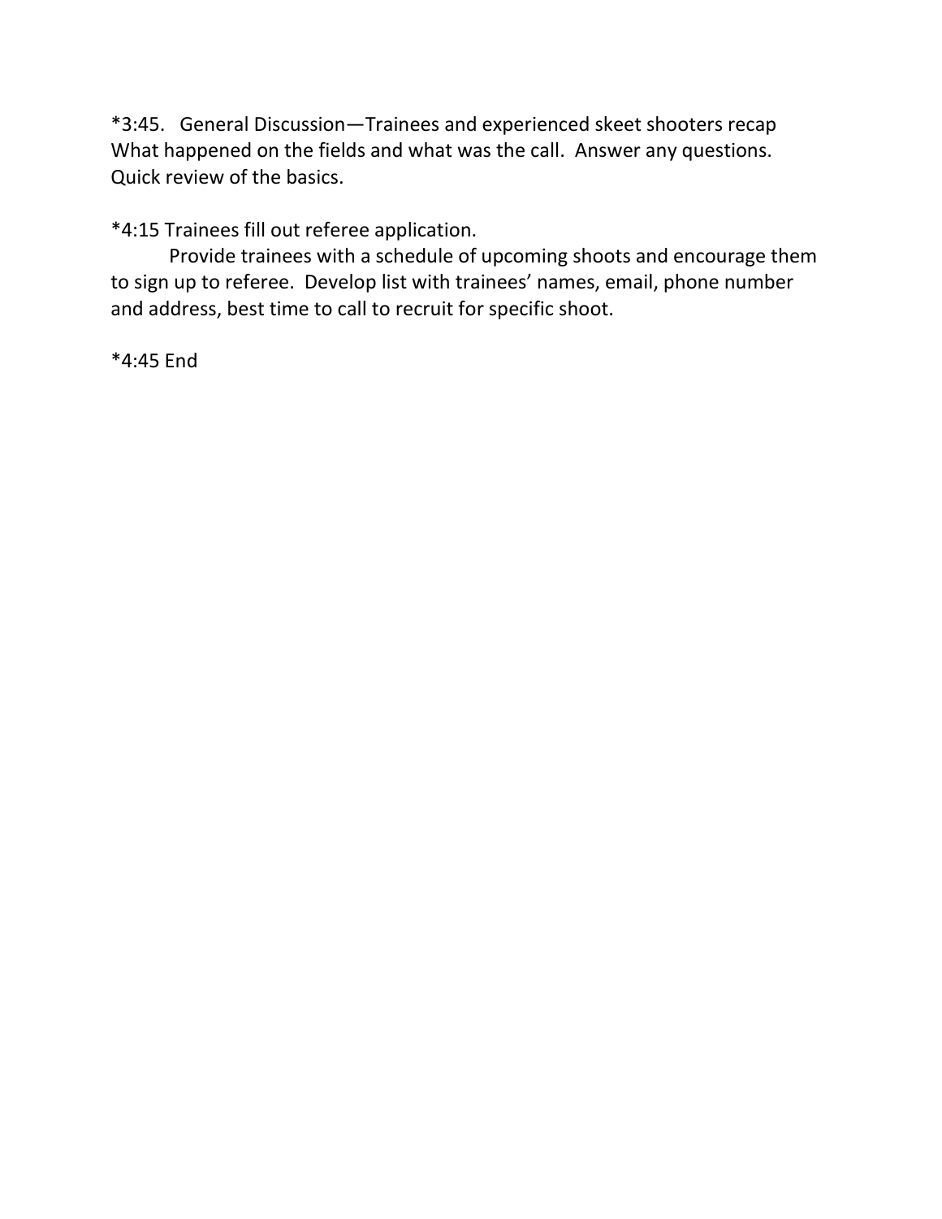*3:45. General Discussion—Trainees and experienced skeet shooters recap What happened on the fields and what was the call. Answer any questions. Quick review of the basics.

*4:15 Trainees fill out referee application.

Provide trainees with a schedule of upcoming shoots and encourage them to sign up to referee. Develop list with trainees' names, email, phone number and address, best time to call to recruit for specific shoot.

*4:45 End